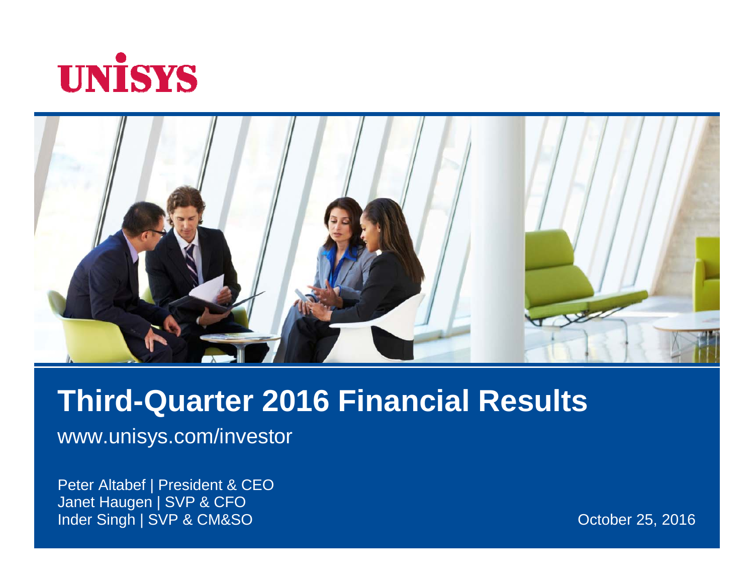UNISYS

# Third-Quarter 2016 Financial Results

www.unisys.com/investor

Peter Altabef | President & CEO
Janet Haugen | SVP & CFO
Inder Singh | SVP & CM&SO

October 25, 2016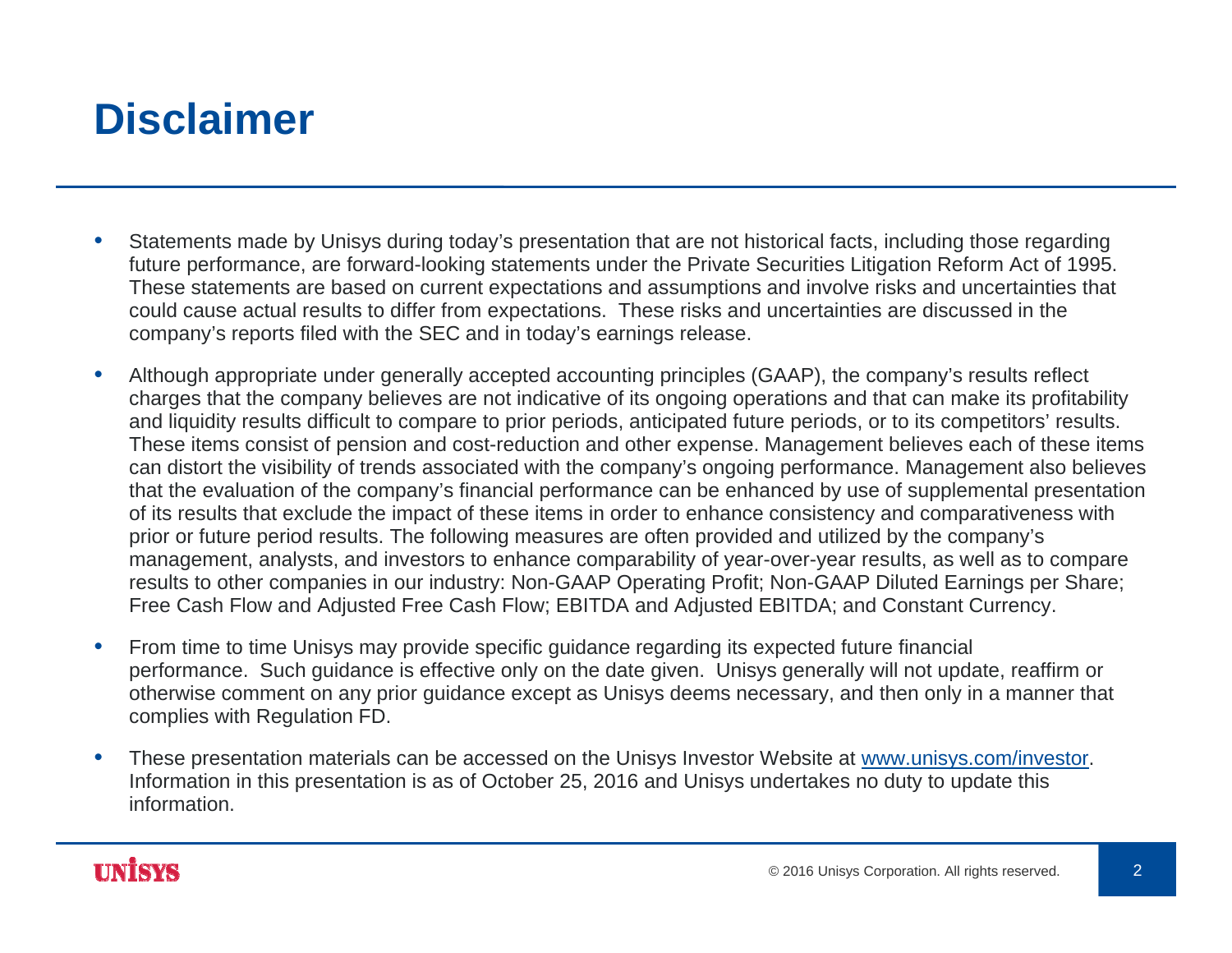# Disclaimer

- Statements made by Unisys during today's presentation that are not historical facts, including those regarding future performance, are forward-looking statements under the Private Securities Litigation Reform Act of 1995. These statements are based on current expectations and assumptions and involve risks and uncertainties that could cause actual results to differ from expectations. These risks and uncertainties are discussed in the company's reports filed with the SEC and in today's earnings release.
- Although appropriate under generally accepted accounting principles (GAAP), the company's results reflect charges that the company believes are not indicative of its ongoing operations and that can make its profitability and liquidity results difficult to compare to prior periods, anticipated future periods, or to its competitors' results. These items consist of pension and cost-reduction and other expense. Management believes each of these items can distort the visibility of trends associated with the company's ongoing performance. Management also believes that the evaluation of the company's financial performance can be enhanced by use of supplemental presentation of its results that exclude the impact of these items in order to enhance consistency and comparativeness with prior or future period results. The following measures are often provided and utilized by the company's management, analysts, and investors to enhance comparability of year-over-year results, as well as to compare results to other companies in our industry: Non-GAAP Operating Profit; Non-GAAP Diluted Earnings per Share; Free Cash Flow and Adjusted Free Cash Flow; EBITDA and Adjusted EBITDA; and Constant Currency.
- From time to time Unisys may provide specific guidance regarding its expected future financial performance. Such guidance is effective only on the date given. Unisys generally will not update, reaffirm or otherwise comment on any prior guidance except as Unisys deems necessary, and then only in a manner that complies with Regulation FD.
- These presentation materials can be accessed on the Unisys Investor Website at www.unisys.com/investor. Information in this presentation is as of October 25, 2016 and Unisys undertakes no duty to update this information.

UNISYS

© 2016 Unisys Corporation. All rights reserved.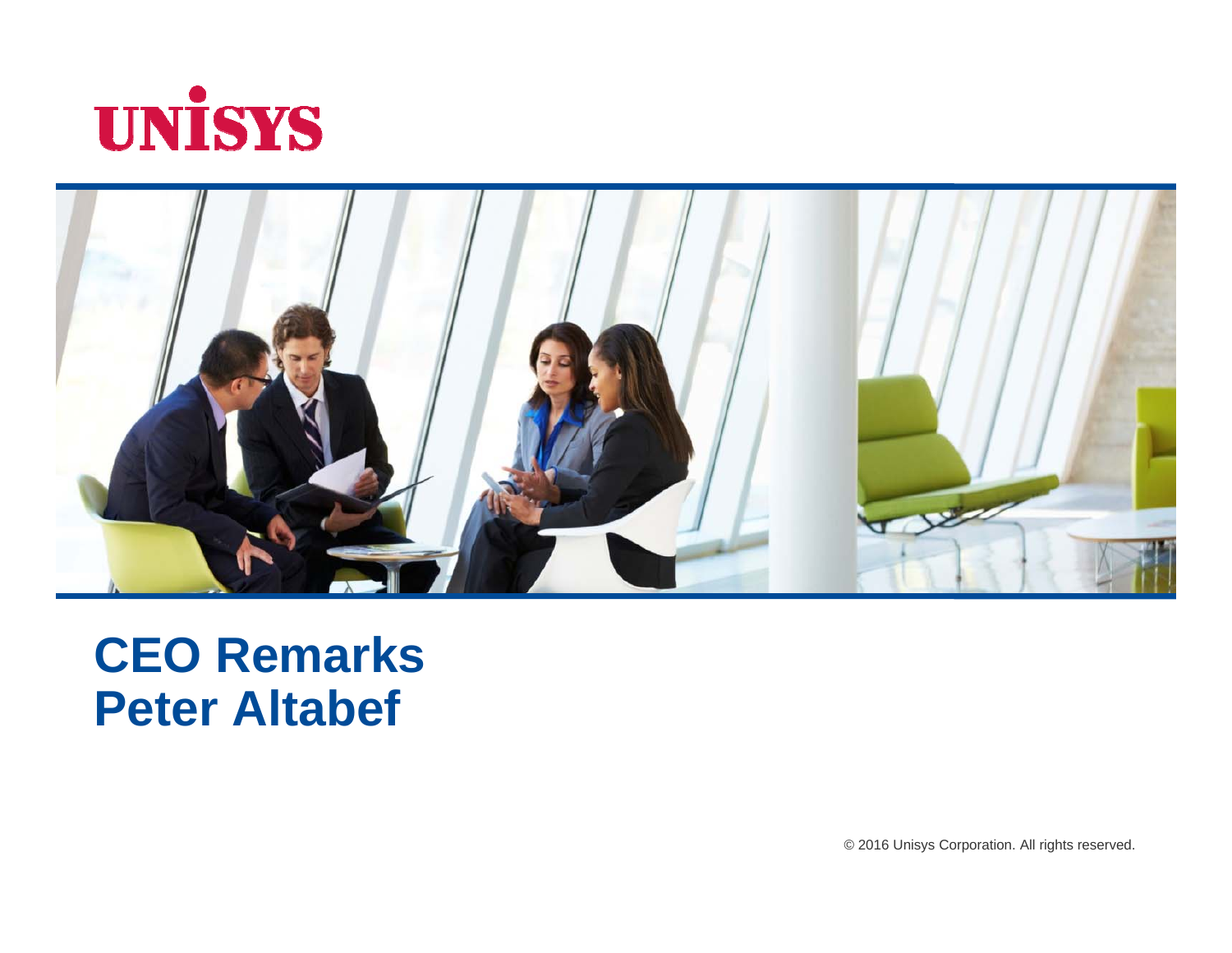UNISYS

# CEO Remarks
# Peter Altabef

© 2016 Unisys Corporation. All rights reserved.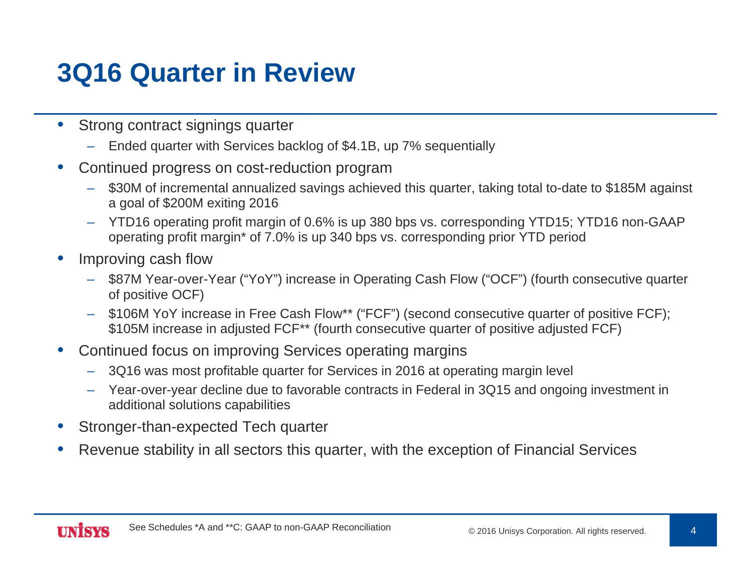# 3Q16 Quarter in Review

- Strong contract signings quarter
  - Ended quarter with Services backlog of $4.1B, up 7% sequentially
- Continued progress on cost-reduction program
  - $30M of incremental annualized savings achieved this quarter, taking total to-date to $185M against a goal of $200M exiting 2016
  - YTD16 operating profit margin of 0.6% is up 380 bps vs. corresponding YTD15; YTD16 non-GAAP operating profit margin* of 7.0% is up 340 bps vs. corresponding prior YTD period
- Improving cash flow
  - $87M Year-over-Year ("YoY") increase in Operating Cash Flow ("OCF") (fourth consecutive quarter of positive OCF)
  - $106M YoY increase in Free Cash Flow** ("FCF") (second consecutive quarter of positive FCF); $105M increase in adjusted FCF** (fourth consecutive quarter of positive adjusted FCF)
- Continued focus on improving Services operating margins
  - 3Q16 was most profitable quarter for Services in 2016 at operating margin level
  - Year-over-year decline due to favorable contracts in Federal in 3Q15 and ongoing investment in additional solutions capabilities
- Stronger-than-expected Tech quarter
- Revenue stability in all sectors this quarter, with the exception of Financial Services

See Schedules *A and **C: GAAP to non-GAAP Reconciliation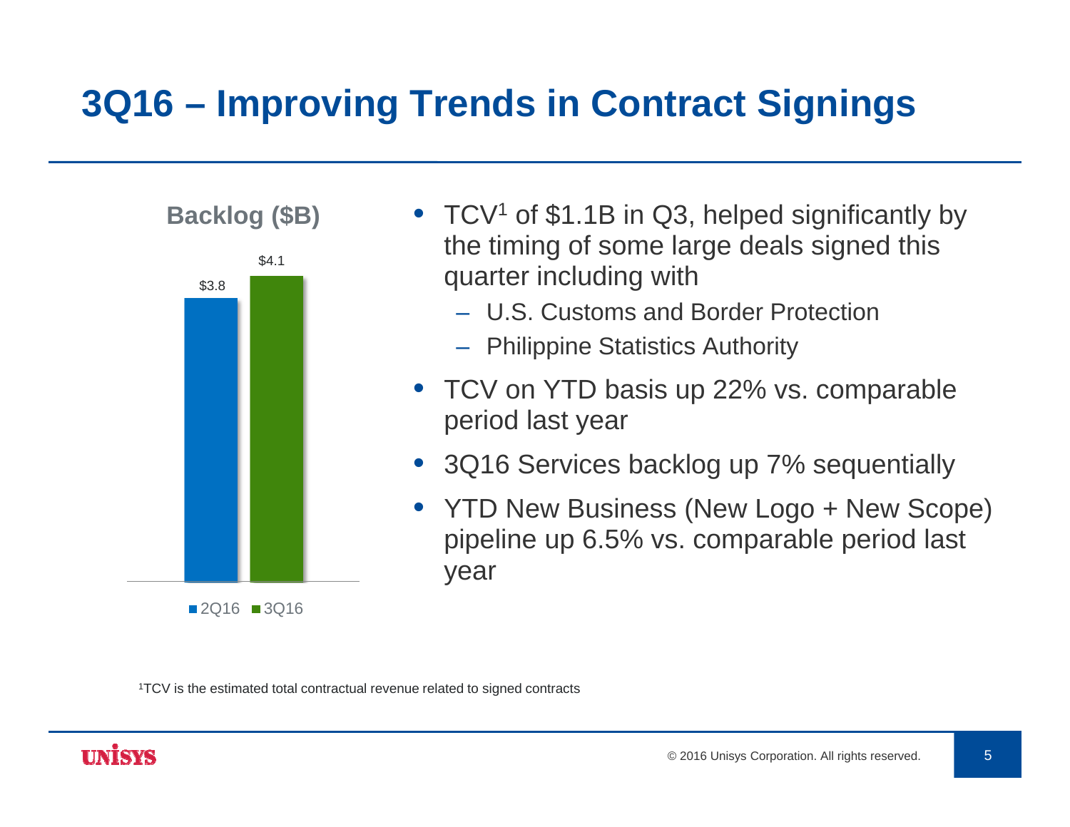# 3Q16 – Improving Trends in Contract Signings

**Backlog ($B)**

| | 2Q16 | 3Q16 |
|---|---|---|
| Backlog ($B) | $3.8 | $4.1 |

- TCV[1] of $1.1B in Q3, helped significantly by the timing of some large deals signed this quarter including with
  - U.S. Customs and Border Protection
  - Philippine Statistics Authority
- TCV on YTD basis up 22% vs. comparable period last year
- 3Q16 Services backlog up 7% sequentially
- YTD New Business (New Logo + New Scope) pipeline up 6.5% vs. comparable period last year

[1]TCV is the estimated total contractual revenue related to signed contracts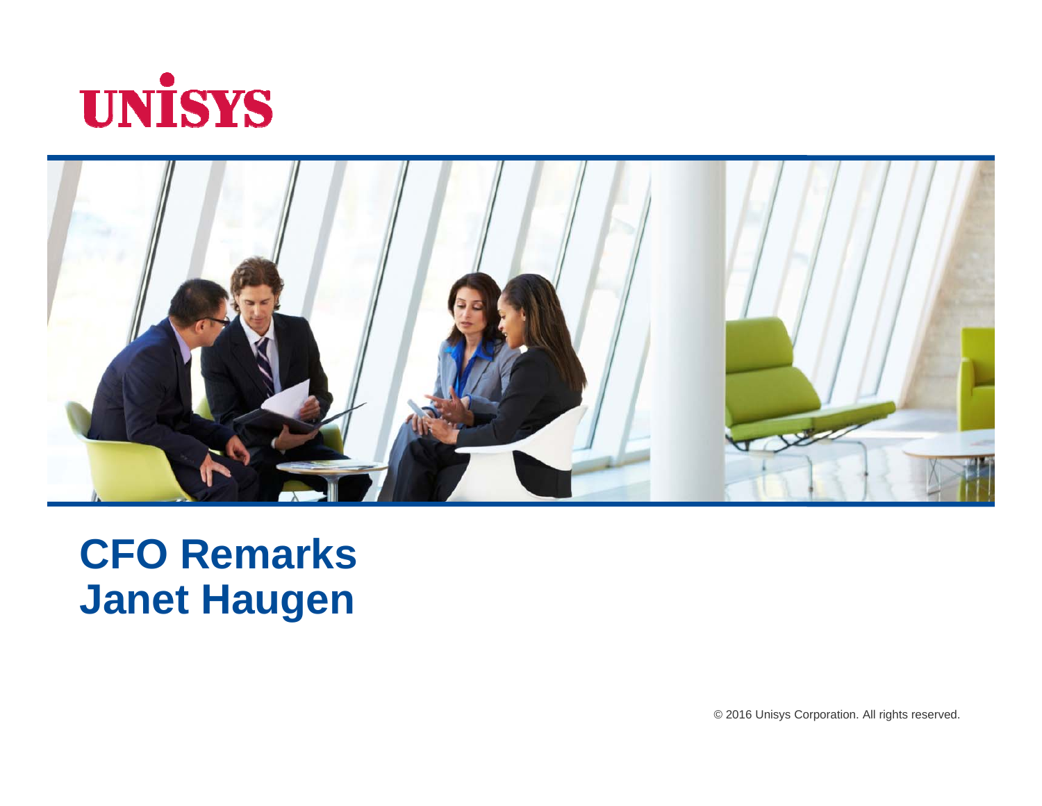# CFO Remarks
# Janet Haugen

© 2016 Unisys Corporation. All rights reserved.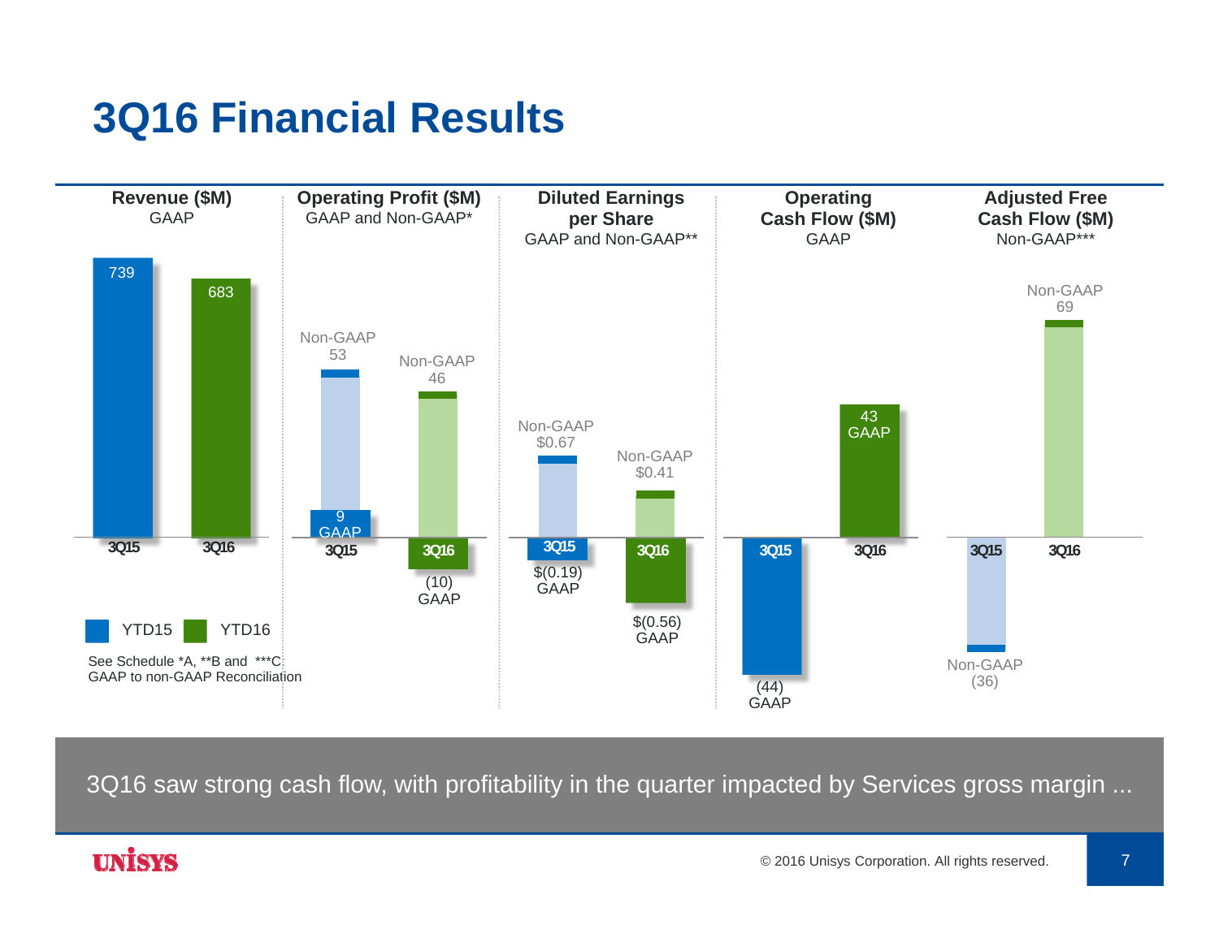# 3Q16 Financial Results

| | Revenue ($M) GAAP | Operating Profit ($M) GAAP and Non-GAAP* | Diluted Earnings per Share GAAP and Non-GAAP** | Operating Cash Flow ($M) GAAP | Adjusted Free Cash Flow ($M) Non-GAAP*** |
|---|---|---|---|---|---|
| 3Q15 | 739 | GAAP 9; Non-GAAP 53 | GAAP $(0.19); Non-GAAP $0.67 | GAAP (44) | Non-GAAP (36) |
| 3Q16 | 683 | GAAP (10); Non-GAAP 46 | GAAP $(0.56); Non-GAAP $0.41 | GAAP 43 | Non-GAAP 69 |

YTD15 YTD16

See Schedule *A, **B and ***C GAAP to non-GAAP Reconciliation

3Q16 saw strong cash flow, with profitability in the quarter impacted by Services gross margin ...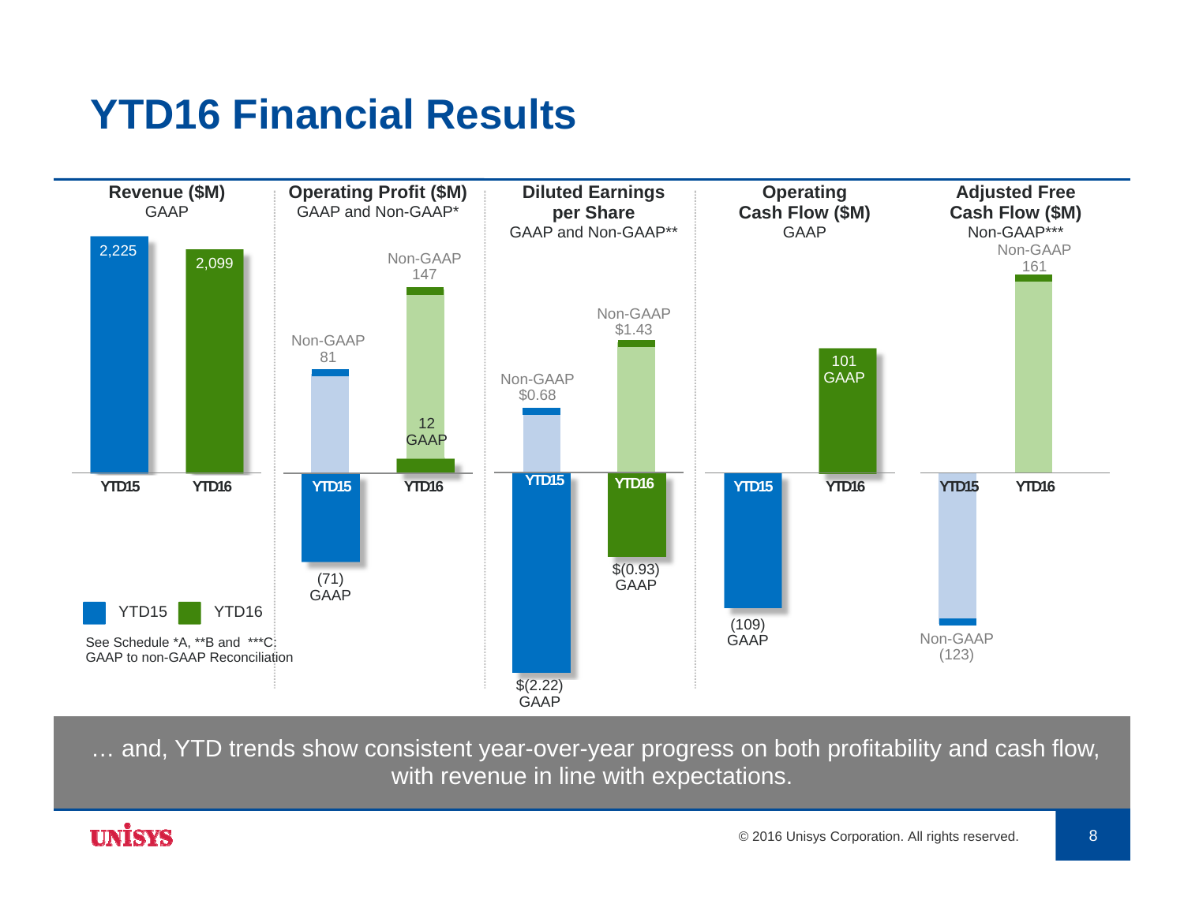# YTD16 Financial Results

| | Revenue ($M) GAAP | Operating Profit ($M) GAAP and Non-GAAP* | Diluted Earnings per Share GAAP and Non-GAAP** | Operating Cash Flow ($M) GAAP | Adjusted Free Cash Flow ($M) Non-GAAP*** |
|---|---|---|---|---|---|
| YTD15 | 2,225 | (71) GAAP; Non-GAAP 81 | $(2.22) GAAP; Non-GAAP $0.68 | (109) GAAP | Non-GAAP (123) |
| YTD16 | 2,099 | 12 GAAP; Non-GAAP 147 | $(0.93) GAAP; Non-GAAP $1.43 | 101 GAAP | Non-GAAP 161 |

See Schedule *A, **B and ***C: GAAP to non-GAAP Reconciliation

… and, YTD trends show consistent year-over-year progress on both profitability and cash flow, with revenue in line with expectations.

© 2016 Unisys Corporation. All rights reserved.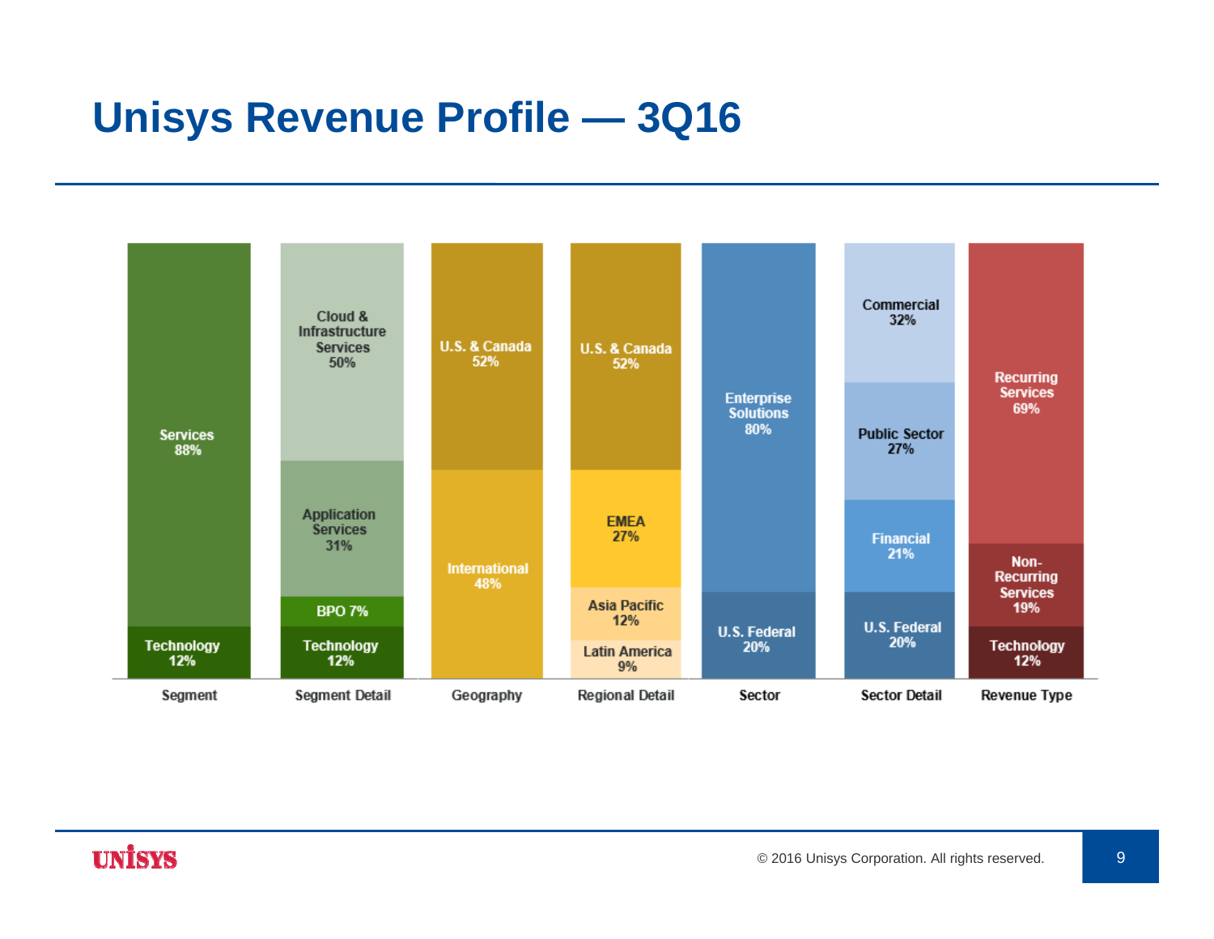# Unisys Revenue Profile — 3Q16

| Segment | Segment Detail | Geography | Regional Detail | Sector | Sector Detail | Revenue Type |
|---|---|---|---|---|---|---|
| Services 88% | Cloud & Infrastructure Services 50% | U.S. & Canada 52% | U.S. & Canada 52% | Enterprise Solutions 80% | Commercial 32% | Recurring Services 69% |
| Technology 12% | Application Services 31% | International 48% | EMEA 27% | U.S. Federal 20% | Public Sector 27% | Non-Recurring Services 19% |
| | BPO 7% | | Asia Pacific 12% | | Financial 21% | Technology 12% |
| | Technology 12% | | Latin America 9% | | U.S. Federal 20% | |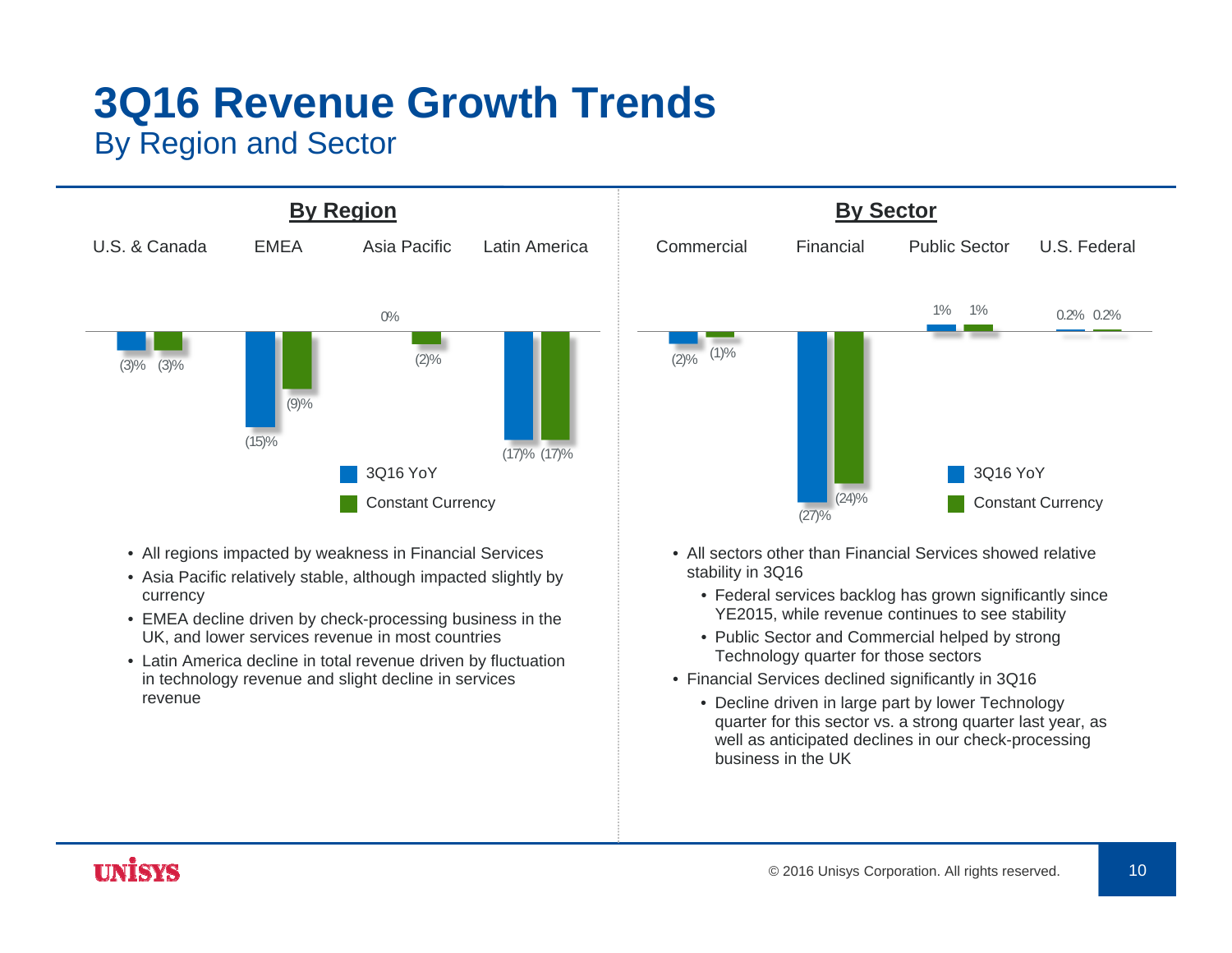# 3Q16 Revenue Growth Trends

## By Region and Sector

### By Region

| | U.S. & Canada | EMEA | Asia Pacific | Latin America |
|---|---|---|---|---|
| 3Q16 YoY | (3)% | (15)% | 0% | (17)% |
| Constant Currency | (3)% | (9)% | (2)% | (17)% |

- All regions impacted by weakness in Financial Services
- Asia Pacific relatively stable, although impacted slightly by currency
- EMEA decline driven by check-processing business in the UK, and lower services revenue in most countries
- Latin America decline in total revenue driven by fluctuation in technology revenue and slight decline in services revenue

### By Sector

| | Commercial | Financial | Public Sector | U.S. Federal |
|---|---|---|---|---|
| 3Q16 YoY | (2)% | (27)% | 1% | 0.2% |
| Constant Currency | (1)% | (24)% | 1% | 0.2% |

- All sectors other than Financial Services showed relative stability in 3Q16
  - Federal services backlog has grown significantly since YE2015, while revenue continues to see stability
  - Public Sector and Commercial helped by strong Technology quarter for those sectors
- Financial Services declined significantly in 3Q16
  - Decline driven in large part by lower Technology quarter for this sector vs. a strong quarter last year, as well as anticipated declines in our check-processing business in the UK

© 2016 Unisys Corporation. All rights reserved.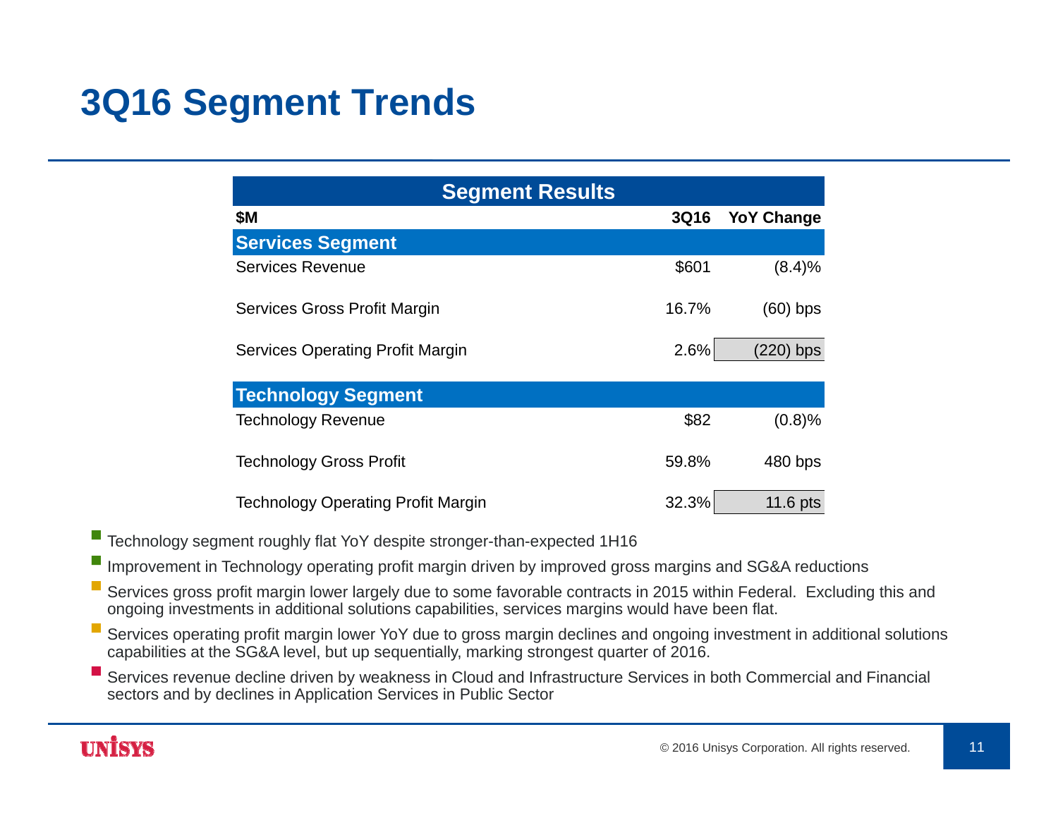# 3Q16 Segment Trends

| Segment Results | | |
|---|---|---|
| **$M** | **3Q16** | **YoY Change** |
| **Services Segment** | | |
| Services Revenue | $601 | (8.4)% |
| Services Gross Profit Margin | 16.7% | (60) bps |
| Services Operating Profit Margin | 2.6% | (220) bps |
| **Technology Segment** | | |
| Technology Revenue | $82 | (0.8)% |
| Technology Gross Profit | 59.8% | 480 bps |
| Technology Operating Profit Margin | 32.3% | 11.6 pts |

- Technology segment roughly flat YoY despite stronger-than-expected 1H16
- Improvement in Technology operating profit margin driven by improved gross margins and SG&A reductions
- Services gross profit margin lower largely due to some favorable contracts in 2015 within Federal. Excluding this and ongoing investments in additional solutions capabilities, services margins would have been flat.
- Services operating profit margin lower YoY due to gross margin declines and ongoing investment in additional solutions capabilities at the SG&A level, but up sequentially, marking strongest quarter of 2016.
- Services revenue decline driven by weakness in Cloud and Infrastructure Services in both Commercial and Financial sectors and by declines in Application Services in Public Sector

© 2016 Unisys Corporation. All rights reserved.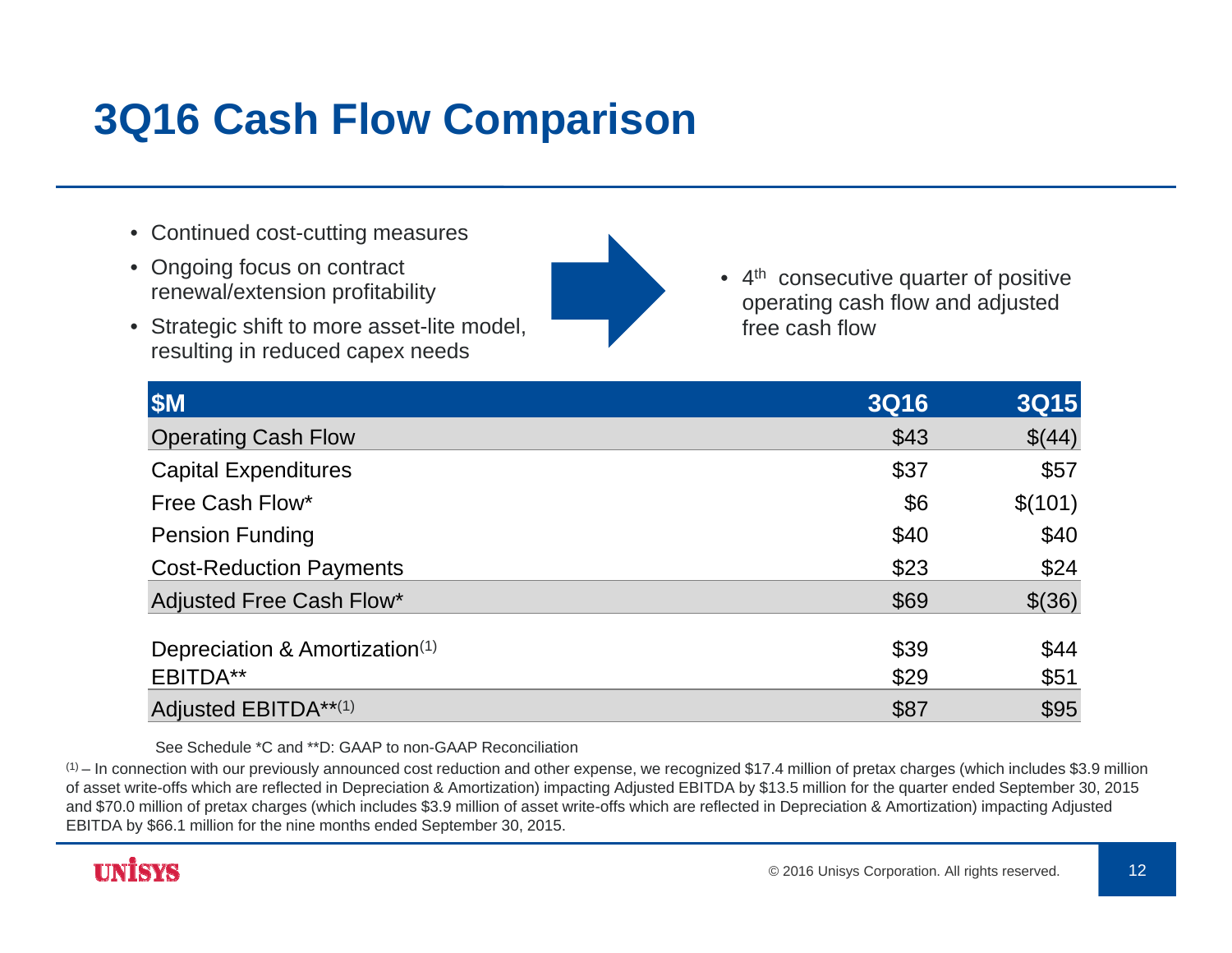# 3Q16 Cash Flow Comparison

- Continued cost-cutting measures
- Ongoing focus on contract renewal/extension profitability
- Strategic shift to more asset-lite model, resulting in reduced capex needs

- 4th consecutive quarter of positive operating cash flow and adjusted free cash flow

| $M | 3Q16 | 3Q15 |
|---|---|---|
| Operating Cash Flow | $43 | $(44) |
| Capital Expenditures | $37 | $57 |
| Free Cash Flow* | $6 | $(101) |
| Pension Funding | $40 | $40 |
| Cost-Reduction Payments | $23 | $24 |
| Adjusted Free Cash Flow* | $69 | $(36) |
| | | |
| Depreciation & Amortization(1) | $39 | $44 |
| EBITDA** | $29 | $51 |
| Adjusted EBITDA**(1) | $87 | $95 |

See Schedule *C and **D: GAAP to non-GAAP Reconciliation

(1) – In connection with our previously announced cost reduction and other expense, we recognized $17.4 million of pretax charges (which includes $3.9 million of asset write-offs which are reflected in Depreciation & Amortization) impacting Adjusted EBITDA by $13.5 million for the quarter ended September 30, 2015 and $70.0 million of pretax charges (which includes $3.9 million of asset write-offs which are reflected in Depreciation & Amortization) impacting Adjusted EBITDA by $66.1 million for the nine months ended September 30, 2015.

© 2016 Unisys Corporation. All rights reserved.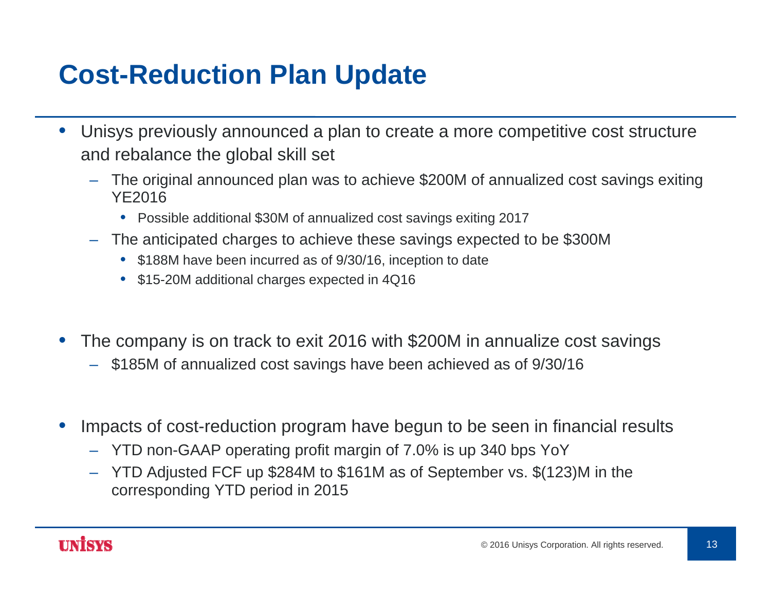# Cost-Reduction Plan Update

- Unisys previously announced a plan to create a more competitive cost structure and rebalance the global skill set
  - The original announced plan was to achieve $200M of annualized cost savings exiting YE2016
    - Possible additional $30M of annualized cost savings exiting 2017
  - The anticipated charges to achieve these savings expected to be $300M
    - $188M have been incurred as of 9/30/16, inception to date
    - $15-20M additional charges expected in 4Q16

- The company is on track to exit 2016 with $200M in annualize cost savings
  - $185M of annualized cost savings have been achieved as of 9/30/16

- Impacts of cost-reduction program have begun to be seen in financial results
  - YTD non-GAAP operating profit margin of 7.0% is up 340 bps YoY
  - YTD Adjusted FCF up $284M to $161M as of September vs. $(123)M in the corresponding YTD period in 2015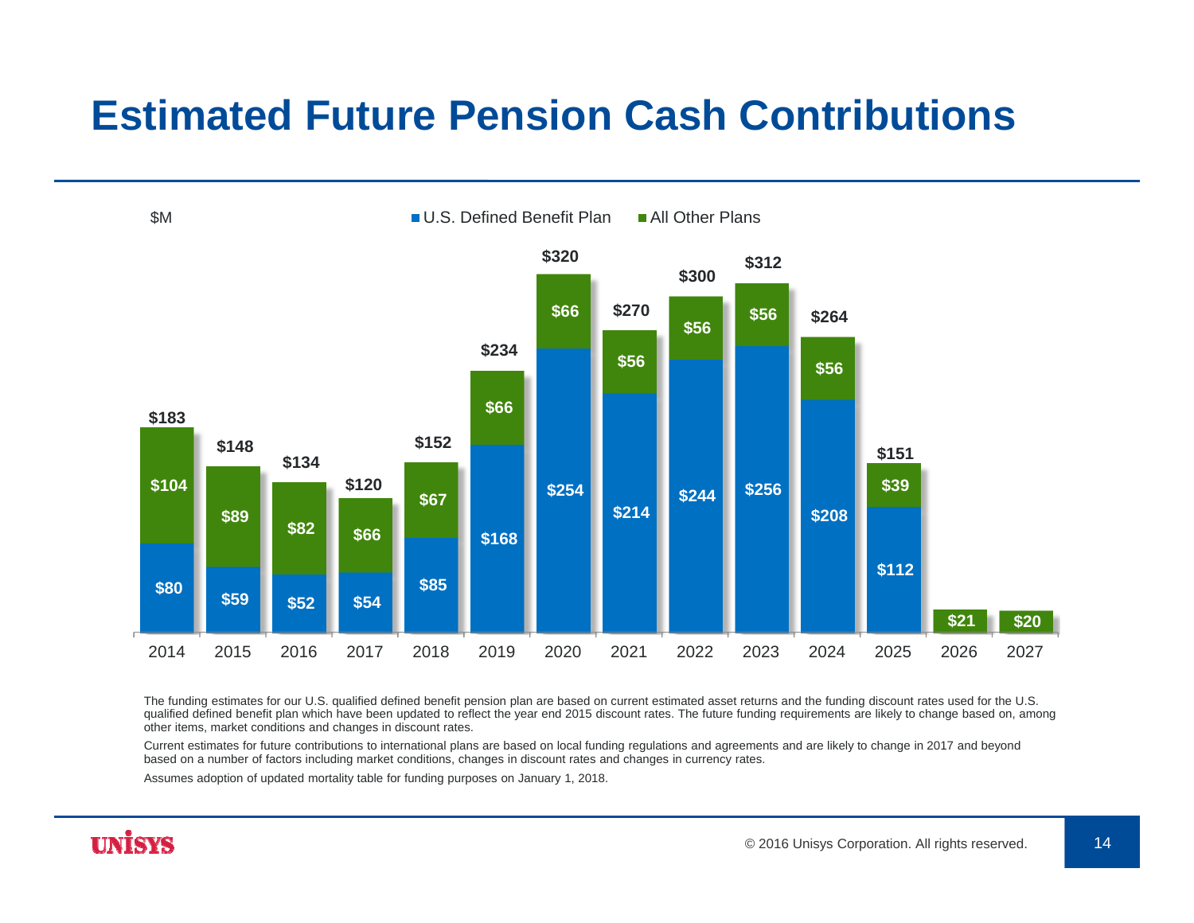# Estimated Future Pension Cash Contributions

$M

| Year | U.S. Defined Benefit Plan | All Other Plans | Total |
|---|---|---|---|
| 2014 | $80 | $104 | $183 |
| 2015 | $59 | $89 | $148 |
| 2016 | $52 | $82 | $134 |
| 2017 | $54 | $66 | $120 |
| 2018 | $85 | $67 | $152 |
| 2019 | $168 | $66 | $234 |
| 2020 | $254 | $66 | $320 |
| 2021 | $214 | $56 | $270 |
| 2022 | $244 | $56 | $300 |
| 2023 | $256 | $56 | $312 |
| 2024 | $208 | $56 | $264 |
| 2025 | $112 | $39 | $151 |
| 2026 | | $21 | |
| 2027 | | $20 | |

The funding estimates for our U.S. qualified defined benefit pension plan are based on current estimated asset returns and the funding discount rates used for the U.S. qualified defined benefit plan which have been updated to reflect the year end 2015 discount rates. The future funding requirements are likely to change based on, among other items, market conditions and changes in discount rates.

Current estimates for future contributions to international plans are based on local funding regulations and agreements and are likely to change in 2017 and beyond based on a number of factors including market conditions, changes in discount rates and changes in currency rates.

Assumes adoption of updated mortality table for funding purposes on January 1, 2018.

© 2016 Unisys Corporation. All rights reserved.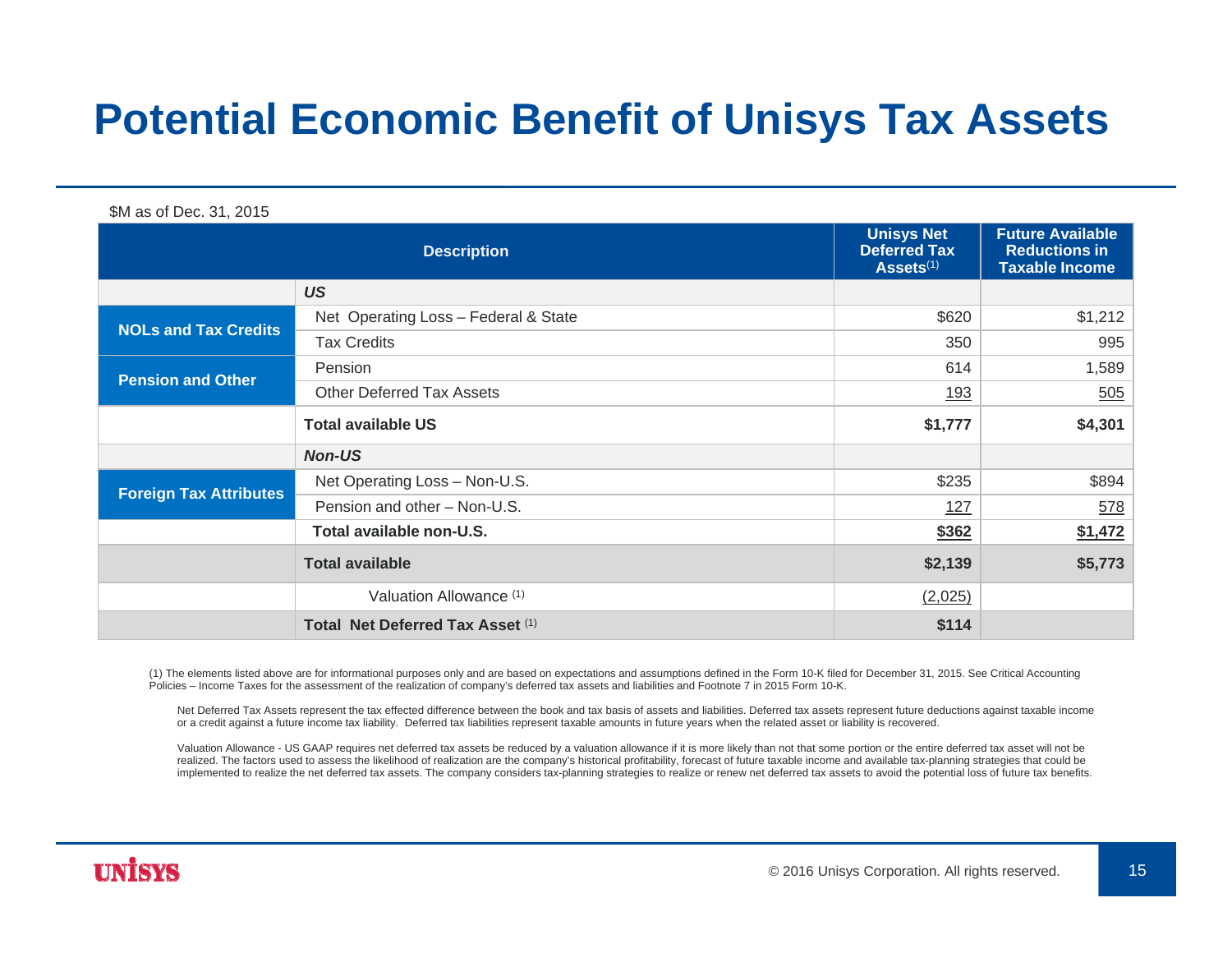# Potential Economic Benefit of Unisys Tax Assets

$M as of Dec. 31, 2015

| Description | | Unisys Net Deferred Tax Assets[1] | Future Available Reductions in Taxable Income |
|---|---|---|---|
| | ***US*** | | |
| **NOLs and Tax Credits** | Net Operating Loss – Federal & State | $620 | $1,212 |
| | Tax Credits | 350 | 995 |
| **Pension and Other** | Pension | 614 | 1,589 |
| | Other Deferred Tax Assets | 193 | 505 |
| | **Total available US** | **$1,777** | **$4,301** |
| | ***Non-US*** | | |
| **Foreign Tax Attributes** | Net Operating Loss – Non-U.S. | $235 | $894 |
| | Pension and other – Non-U.S. | 127 | 578 |
| | **Total available non-U.S.** | **$362** | **$1,472** |
| | **Total available** | **$2,139** | **$5,773** |
| | Valuation Allowance [1] | (2,025) | |
| | **Total Net Deferred Tax Asset** [1] | **$114** | |

(1) The elements listed above are for informational purposes only and are based on expectations and assumptions defined in the Form 10-K filed for December 31, 2015. See Critical Accounting Policies – Income Taxes for the assessment of the realization of company's deferred tax assets and liabilities and Footnote 7 in 2015 Form 10-K.

Net Deferred Tax Assets represent the tax effected difference between the book and tax basis of assets and liabilities. Deferred tax assets represent future deductions against taxable income or a credit against a future income tax liability. Deferred tax liabilities represent taxable amounts in future years when the related asset or liability is recovered.

Valuation Allowance - US GAAP requires net deferred tax assets be reduced by a valuation allowance if it is more likely than not that some portion or the entire deferred tax asset will not be realized. The factors used to assess the likelihood of realization are the company's historical profitability, forecast of future taxable income and available tax-planning strategies that could be implemented to realize the net deferred tax assets. The company considers tax-planning strategies to realize or renew net deferred tax assets to avoid the potential loss of future tax benefits.

© 2016 Unisys Corporation. All rights reserved.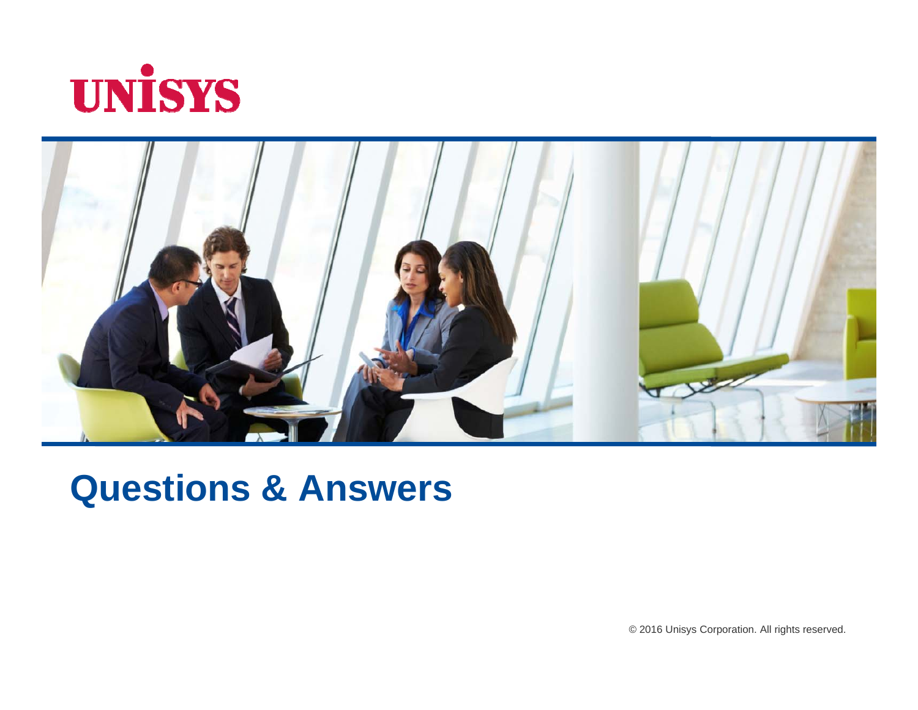UNISYS

# Questions & Answers

© 2016 Unisys Corporation. All rights reserved.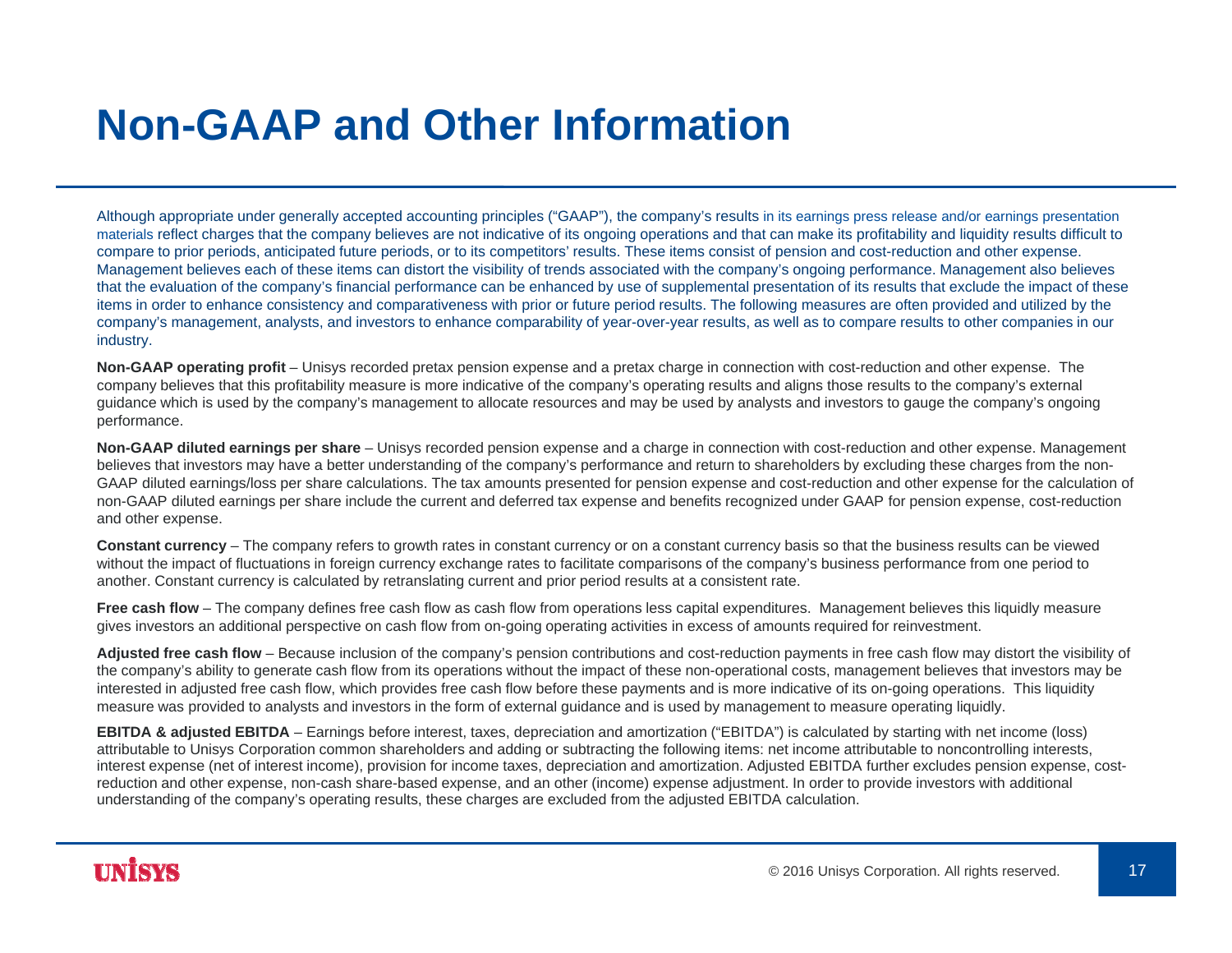# Non-GAAP and Other Information

Although appropriate under generally accepted accounting principles ("GAAP"), the company's results in its earnings press release and/or earnings presentation materials reflect charges that the company believes are not indicative of its ongoing operations and that can make its profitability and liquidity results difficult to compare to prior periods, anticipated future periods, or to its competitors' results. These items consist of pension and cost-reduction and other expense. Management believes each of these items can distort the visibility of trends associated with the company's ongoing performance. Management also believes that the evaluation of the company's financial performance can be enhanced by use of supplemental presentation of its results that exclude the impact of these items in order to enhance consistency and comparativeness with prior or future period results. The following measures are often provided and utilized by the company's management, analysts, and investors to enhance comparability of year-over-year results, as well as to compare results to other companies in our industry.

**Non-GAAP operating profit** – Unisys recorded pretax pension expense and a pretax charge in connection with cost-reduction and other expense. The company believes that this profitability measure is more indicative of the company's operating results and aligns those results to the company's external guidance which is used by the company's management to allocate resources and may be used by analysts and investors to gauge the company's ongoing performance.

**Non-GAAP diluted earnings per share** – Unisys recorded pension expense and a charge in connection with cost-reduction and other expense. Management believes that investors may have a better understanding of the company's performance and return to shareholders by excluding these charges from the non-GAAP diluted earnings/loss per share calculations. The tax amounts presented for pension expense and cost-reduction and other expense for the calculation of non-GAAP diluted earnings per share include the current and deferred tax expense and benefits recognized under GAAP for pension expense, cost-reduction and other expense.

**Constant currency** – The company refers to growth rates in constant currency or on a constant currency basis so that the business results can be viewed without the impact of fluctuations in foreign currency exchange rates to facilitate comparisons of the company's business performance from one period to another. Constant currency is calculated by retranslating current and prior period results at a consistent rate.

**Free cash flow** – The company defines free cash flow as cash flow from operations less capital expenditures. Management believes this liquidly measure gives investors an additional perspective on cash flow from on-going operating activities in excess of amounts required for reinvestment.

**Adjusted free cash flow** – Because inclusion of the company's pension contributions and cost-reduction payments in free cash flow may distort the visibility of the company's ability to generate cash flow from its operations without the impact of these non-operational costs, management believes that investors may be interested in adjusted free cash flow, which provides free cash flow before these payments and is more indicative of its on-going operations. This liquidity measure was provided to analysts and investors in the form of external guidance and is used by management to measure operating liquidly.

**EBITDA & adjusted EBITDA** – Earnings before interest, taxes, depreciation and amortization ("EBITDA") is calculated by starting with net income (loss) attributable to Unisys Corporation common shareholders and adding or subtracting the following items: net income attributable to noncontrolling interests, interest expense (net of interest income), provision for income taxes, depreciation and amortization. Adjusted EBITDA further excludes pension expense, cost-reduction and other expense, non-cash share-based expense, and an other (income) expense adjustment. In order to provide investors with additional understanding of the company's operating results, these charges are excluded from the adjusted EBITDA calculation.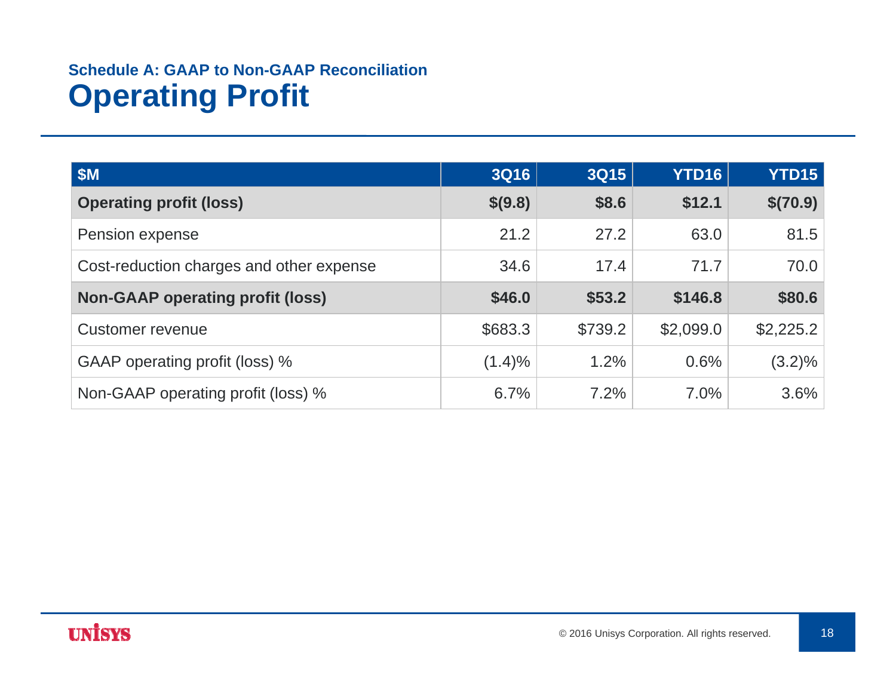### Schedule A: GAAP to Non-GAAP Reconciliation

# Operating Profit

| $M | 3Q16 | 3Q15 | YTD16 | YTD15 |
|---|---|---|---|---|
| **Operating profit (loss)** | **$(9.8)** | **$8.6** | **$12.1** | **$(70.9)** |
| Pension expense | 21.2 | 27.2 | 63.0 | 81.5 |
| Cost-reduction charges and other expense | 34.6 | 17.4 | 71.7 | 70.0 |
| **Non-GAAP operating profit (loss)** | **$46.0** | **$53.2** | **$146.8** | **$80.6** |
| Customer revenue | $683.3 | $739.2 | $2,099.0 | $2,225.2 |
| GAAP operating profit (loss) % | (1.4)% | 1.2% | 0.6% | (3.2)% |
| Non-GAAP operating profit (loss) % | 6.7% | 7.2% | 7.0% | 3.6% |

UNISYS

© 2016 Unisys Corporation. All rights reserved.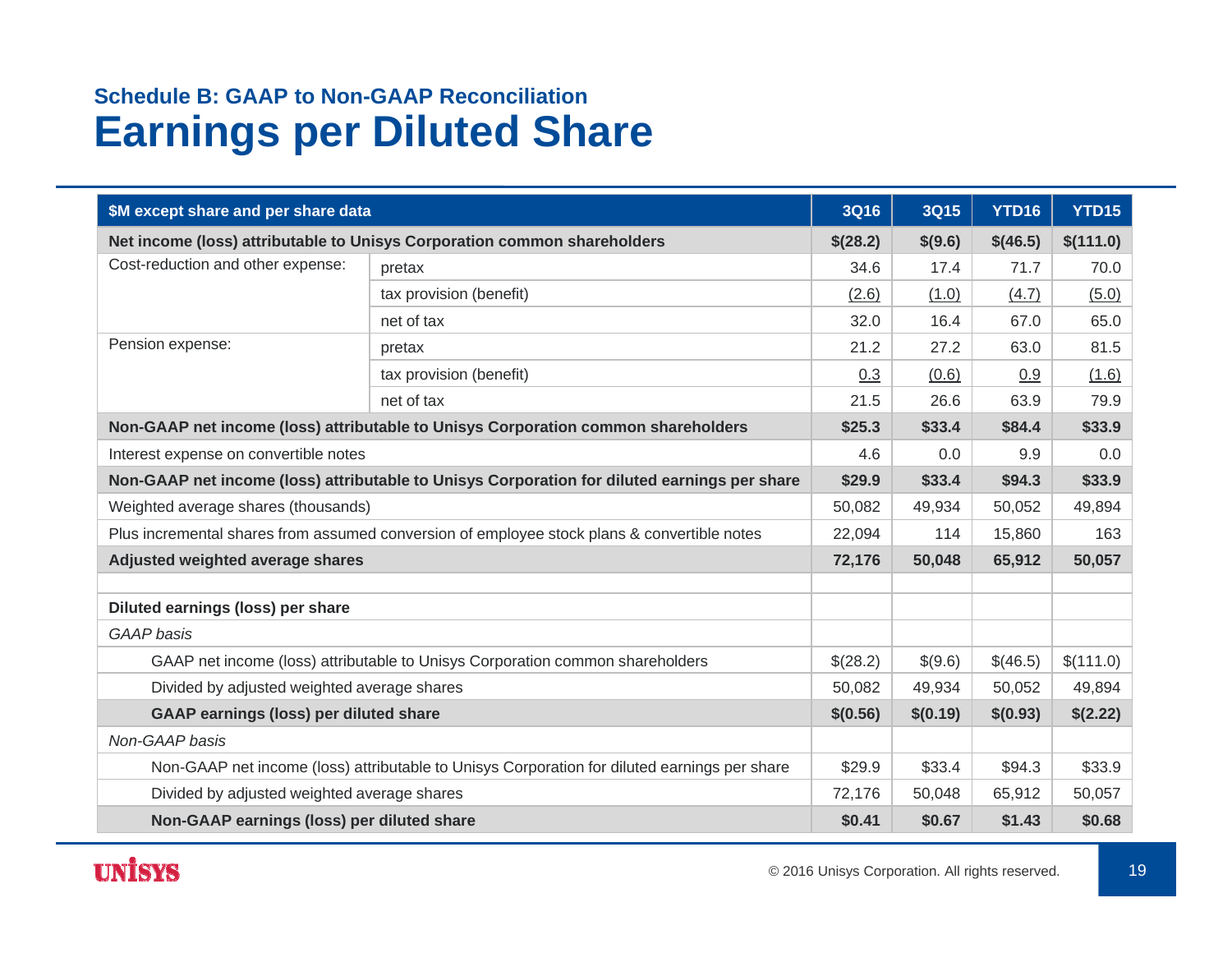## Schedule B: GAAP to Non-GAAP Reconciliation

# Earnings per Diluted Share

| $M except share and per share data | | 3Q16 | 3Q15 | YTD16 | YTD15 |
|---|---|---|---|---|---|
| **Net income (loss) attributable to Unisys Corporation common shareholders** | | **$(28.2)** | **$(9.6)** | **$(46.5)** | **$(111.0)** |
| Cost-reduction and other expense: | pretax | 34.6 | 17.4 | 71.7 | 70.0 |
| | tax provision (benefit) | (2.6) | (1.0) | (4.7) | (5.0) |
| | net of tax | 32.0 | 16.4 | 67.0 | 65.0 |
| Pension expense: | pretax | 21.2 | 27.2 | 63.0 | 81.5 |
| | tax provision (benefit) | 0.3 | (0.6) | 0.9 | (1.6) |
| | net of tax | 21.5 | 26.6 | 63.9 | 79.9 |
| **Non-GAAP net income (loss) attributable to Unisys Corporation common shareholders** | | **$25.3** | **$33.4** | **$84.4** | **$33.9** |
| Interest expense on convertible notes | | 4.6 | 0.0 | 9.9 | 0.0 |
| **Non-GAAP net income (loss) attributable to Unisys Corporation for diluted earnings per share** | | **$29.9** | **$33.4** | **$94.3** | **$33.9** |
| Weighted average shares (thousands) | | 50,082 | 49,934 | 50,052 | 49,894 |
| Plus incremental shares from assumed conversion of employee stock plans & convertible notes | | 22,094 | 114 | 15,860 | 163 |
| **Adjusted weighted average shares** | | **72,176** | **50,048** | **65,912** | **50,057** |
| | | | | | |
| **Diluted earnings (loss) per share** | | | | | |
| *GAAP basis* | | | | | |
| GAAP net income (loss) attributable to Unisys Corporation common shareholders | | $(28.2) | $(9.6) | $(46.5) | $(111.0) |
| Divided by adjusted weighted average shares | | 50,082 | 49,934 | 50,052 | 49,894 |
| **GAAP earnings (loss) per diluted share** | | **$(0.56)** | **$(0.19)** | **$(0.93)** | **$(2.22)** |
| *Non-GAAP basis* | | | | | |
| Non-GAAP net income (loss) attributable to Unisys Corporation for diluted earnings per share | | $29.9 | $33.4 | $94.3 | $33.9 |
| Divided by adjusted weighted average shares | | 72,176 | 50,048 | 65,912 | 50,057 |
| **Non-GAAP earnings (loss) per diluted share** | | **$0.41** | **$0.67** | **$1.43** | **$0.68** |

UNISYS

© 2016 Unisys Corporation. All rights reserved.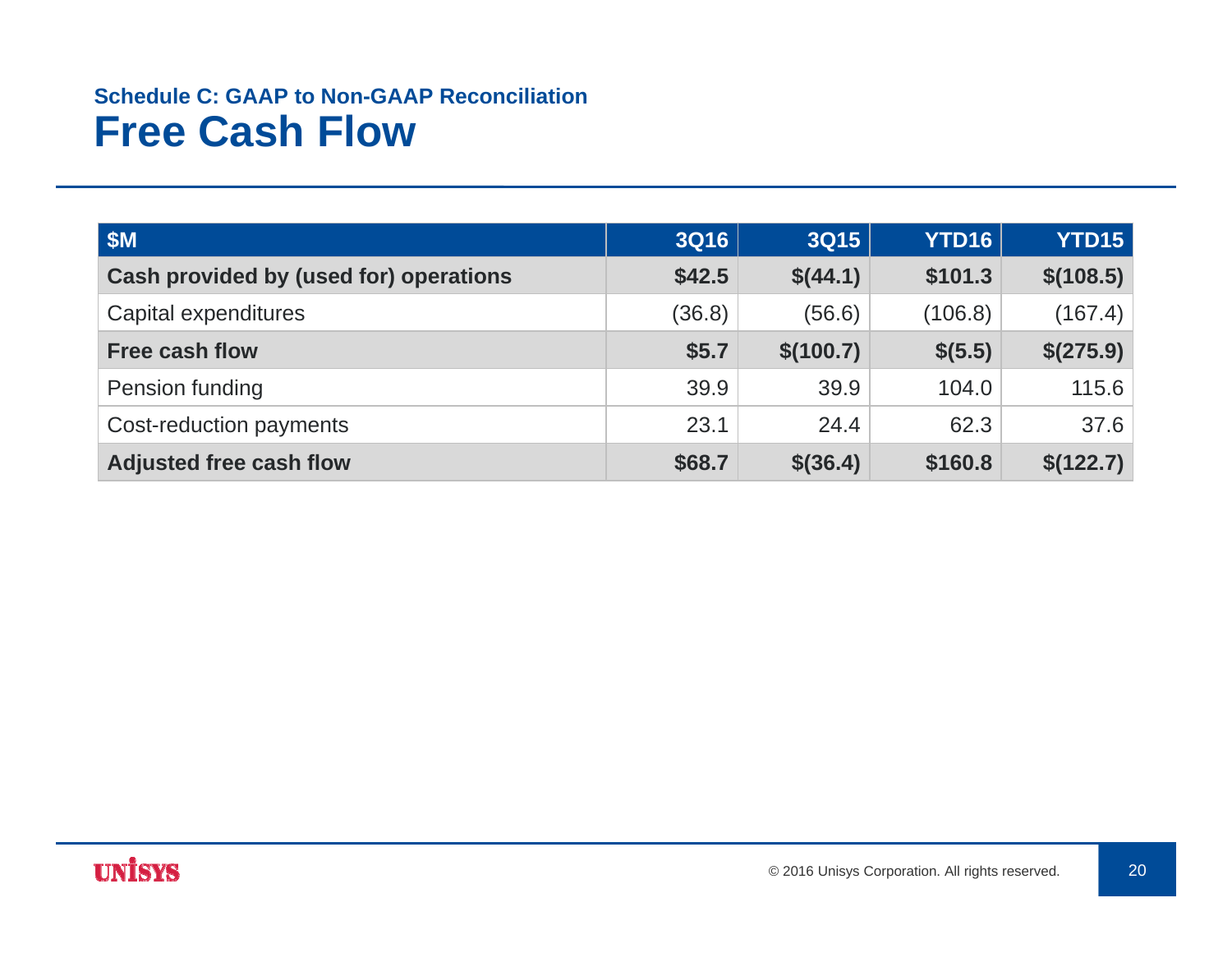## Schedule C: GAAP to Non-GAAP Reconciliation

# Free Cash Flow

| $M | 3Q16 | 3Q15 | YTD16 | YTD15 |
|---|---|---|---|---|
| **Cash provided by (used for) operations** | **$42.5** | **$(44.1)** | **$101.3** | **$(108.5)** |
| Capital expenditures | (36.8) | (56.6) | (106.8) | (167.4) |
| **Free cash flow** | **$5.7** | **$(100.7)** | **$(5.5)** | **$(275.9)** |
| Pension funding | 39.9 | 39.9 | 104.0 | 115.6 |
| Cost-reduction payments | 23.1 | 24.4 | 62.3 | 37.6 |
| **Adjusted free cash flow** | **$68.7** | **$(36.4)** | **$160.8** | **$(122.7)** |

UNISYS

© 2016 Unisys Corporation. All rights reserved.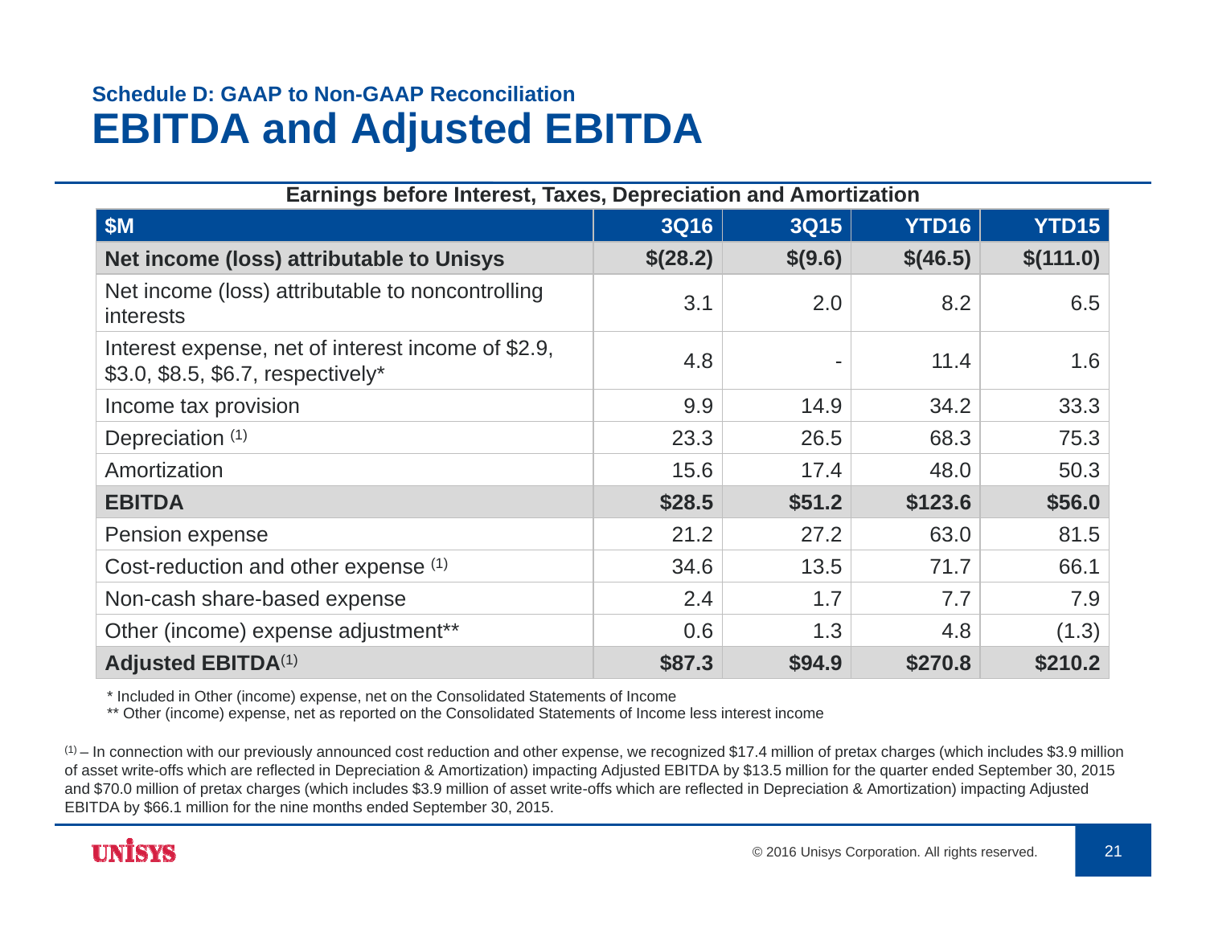## Schedule D: GAAP to Non-GAAP Reconciliation

# EBITDA and Adjusted EBITDA

**Earnings before Interest, Taxes, Depreciation and Amortization**

| $M | 3Q16 | 3Q15 | YTD16 | YTD15 |
|---|---|---|---|---|
| **Net income (loss) attributable to Unisys** | **$(28.2)** | **$(9.6)** | **$(46.5)** | **$(111.0)** |
| Net income (loss) attributable to noncontrolling interests | 3.1 | 2.0 | 8.2 | 6.5 |
| Interest expense, net of interest income of $2.9, $3.0, $8.5, $6.7, respectively* | 4.8 | - | 11.4 | 1.6 |
| Income tax provision | 9.9 | 14.9 | 34.2 | 33.3 |
| Depreciation [(1)] | 23.3 | 26.5 | 68.3 | 75.3 |
| Amortization | 15.6 | 17.4 | 48.0 | 50.3 |
| **EBITDA** | **$28.5** | **$51.2** | **$123.6** | **$56.0** |
| Pension expense | 21.2 | 27.2 | 63.0 | 81.5 |
| Cost-reduction and other expense [(1)] | 34.6 | 13.5 | 71.7 | 66.1 |
| Non-cash share-based expense | 2.4 | 1.7 | 7.7 | 7.9 |
| Other (income) expense adjustment** | 0.6 | 1.3 | 4.8 | (1.3) |
| **Adjusted EBITDA**[(1)] | **$87.3** | **$94.9** | **$270.8** | **$210.2** |

* Included in Other (income) expense, net on the Consolidated Statements of Income

** Other (income) expense, net as reported on the Consolidated Statements of Income less interest income

[(1)] – In connection with our previously announced cost reduction and other expense, we recognized $17.4 million of pretax charges (which includes $3.9 million of asset write-offs which are reflected in Depreciation & Amortization) impacting Adjusted EBITDA by $13.5 million for the quarter ended September 30, 2015 and $70.0 million of pretax charges (which includes $3.9 million of asset write-offs which are reflected in Depreciation & Amortization) impacting Adjusted EBITDA by $66.1 million for the nine months ended September 30, 2015.